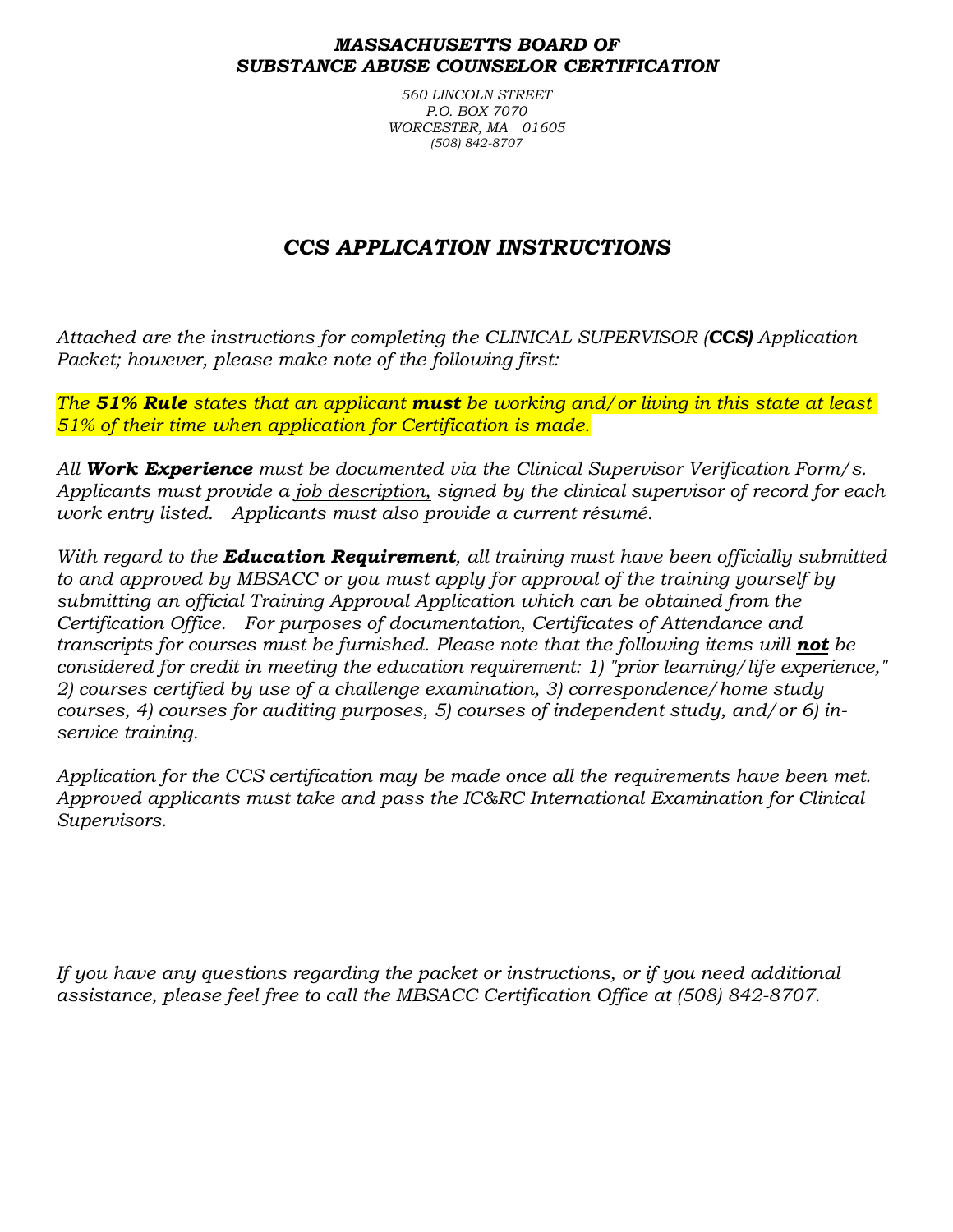***MASSACHUSETTS BOARD OF***
***SUBSTANCE ABUSE COUNSELOR CERTIFICATION***

*560 LINCOLN STREET*
*P.O. BOX 7070*
*WORCESTER, MA 01605*
*(508) 842-8707*

# *CCS APPLICATION INSTRUCTIONS*

*Attached are the instructions for completing the CLINICAL SUPERVISOR (**CCS)** Application Packet; however, please make note of the following first:*

*The **51% Rule** states that an applicant **must** be working and/or living in this state at least 51% of their time when application for Certification is made.*

*All **Work Experience** must be documented via the Clinical Supervisor Verification Form/s. Applicants must provide a job description, signed by the clinical supervisor of record for each work entry listed. Applicants must also provide a current résumé.*

*With regard to the **Education Requirement**, all training must have been officially submitted to and approved by MBSACC or you must apply for approval of the training yourself by submitting an official Training Approval Application which can be obtained from the Certification Office. For purposes of documentation, Certificates of Attendance and transcripts for courses must be furnished. Please note that the following items will **not** be considered for credit in meeting the education requirement: 1) "prior learning/life experience," 2) courses certified by use of a challenge examination, 3) correspondence/home study courses, 4) courses for auditing purposes, 5) courses of independent study, and/or 6) in-service training.*

*Application for the CCS certification may be made once all the requirements have been met. Approved applicants must take and pass the IC&RC International Examination for Clinical Supervisors.*

*If you have any questions regarding the packet or instructions, or if you need additional assistance, please feel free to call the MBSACC Certification Office at (508) 842-8707.*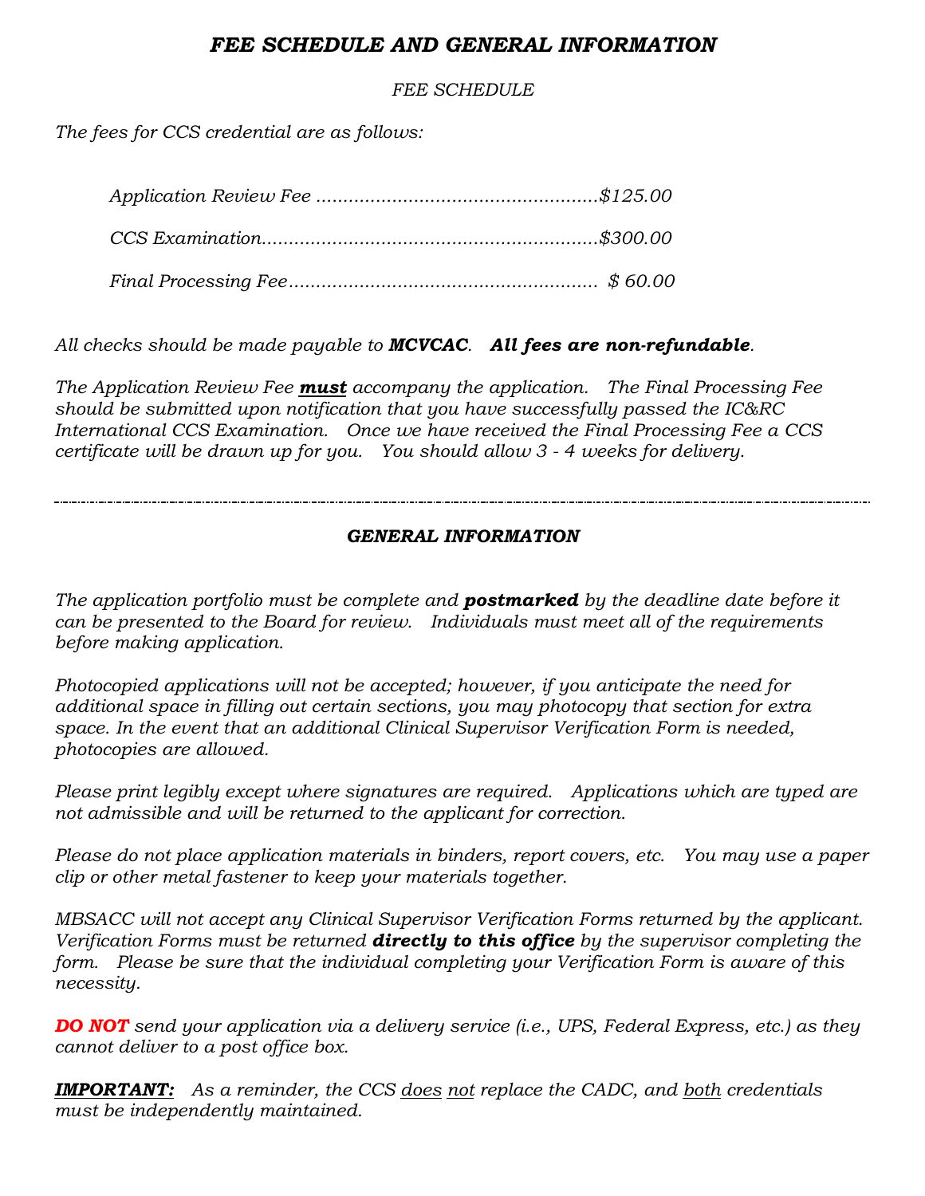# *FEE SCHEDULE AND GENERAL INFORMATION*

## *FEE SCHEDULE*

*The fees for CCS credential are as follows:*

*Application Review Fee ....................................................$125.00*

*CCS Examination..............................................................$300.00*

*Final Processing Fee.......................................................... $ 60.00*

*All checks should be made payable to* ***MCVCAC****.* ***All fees are non-refundable****.*

*The Application Review Fee* ***must*** *accompany the application. The Final Processing Fee should be submitted upon notification that you have successfully passed the IC&RC International CCS Examination. Once we have received the Final Processing Fee a CCS certificate will be drawn up for you. You should allow 3 - 4 weeks for delivery.*

---

## *GENERAL INFORMATION*

*The application portfolio must be complete and* ***postmarked*** *by the deadline date before it can be presented to the Board for review. Individuals must meet all of the requirements before making application.*

*Photocopied applications will not be accepted; however, if you anticipate the need for additional space in filling out certain sections, you may photocopy that section for extra space. In the event that an additional Clinical Supervisor Verification Form is needed, photocopies are allowed.*

*Please print legibly except where signatures are required. Applications which are typed are not admissible and will be returned to the applicant for correction.*

*Please do not place application materials in binders, report covers, etc. You may use a paper clip or other metal fastener to keep your materials together.*

*MBSACC will not accept any Clinical Supervisor Verification Forms returned by the applicant. Verification Forms must be returned* ***directly to this office*** *by the supervisor completing the form. Please be sure that the individual completing your Verification Form is aware of this necessity.*

***DO NOT*** *send your application via a delivery service (i.e., UPS, Federal Express, etc.) as they cannot deliver to a post office box.*

***IMPORTANT:*** *As a reminder, the CCS does not replace the CADC, and both credentials must be independently maintained.*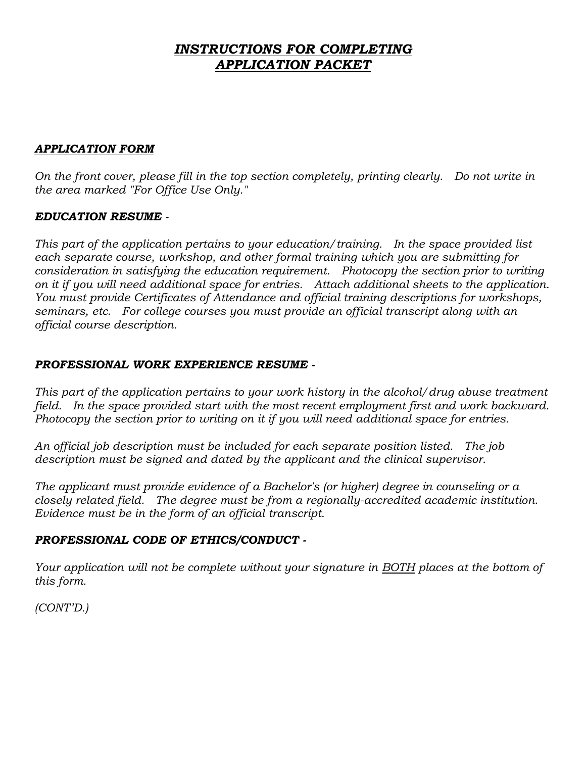# *INSTRUCTIONS FOR COMPLETING APPLICATION PACKET*

## *APPLICATION FORM*

*On the front cover, please fill in the top section completely, printing clearly. Do not write in the area marked "For Office Use Only."*

## *EDUCATION RESUME -*

*This part of the application pertains to your education/training. In the space provided list each separate course, workshop, and other formal training which you are submitting for consideration in satisfying the education requirement. Photocopy the section prior to writing on it if you will need additional space for entries. Attach additional sheets to the application. You must provide Certificates of Attendance and official training descriptions for workshops, seminars, etc. For college courses you must provide an official transcript along with an official course description.*

## *PROFESSIONAL WORK EXPERIENCE RESUME -*

*This part of the application pertains to your work history in the alcohol/drug abuse treatment field. In the space provided start with the most recent employment first and work backward. Photocopy the section prior to writing on it if you will need additional space for entries.*

*An official job description must be included for each separate position listed. The job description must be signed and dated by the applicant and the clinical supervisor.*

*The applicant must provide evidence of a Bachelor's (or higher) degree in counseling or a closely related field. The degree must be from a regionally-accredited academic institution. Evidence must be in the form of an official transcript.*

## *PROFESSIONAL CODE OF ETHICS/CONDUCT -*

*Your application will not be complete without your signature in BOTH places at the bottom of this form.*

*(CONT'D.)*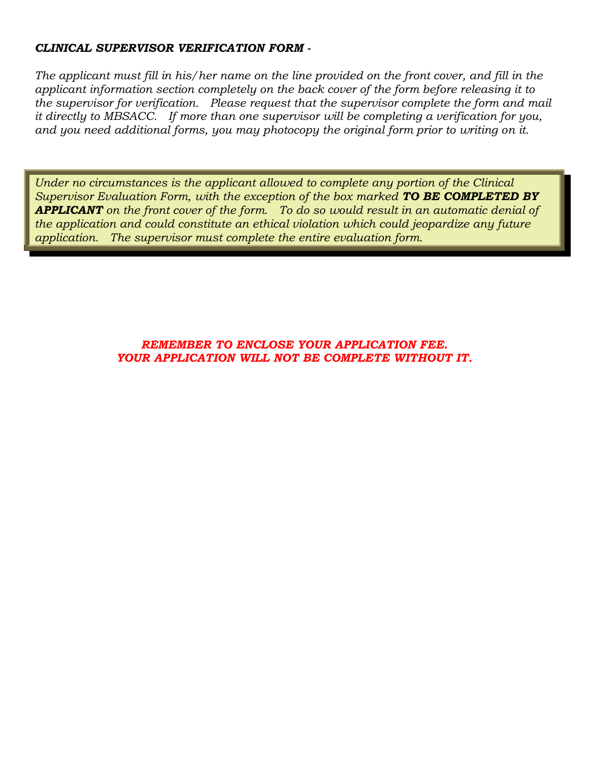***CLINICAL SUPERVISOR VERIFICATION FORM -***

*The applicant must fill in his/her name on the line provided on the front cover, and fill in the applicant information section completely on the back cover of the form before releasing it to the supervisor for verification. Please request that the supervisor complete the form and mail it directly to MBSACC. If more than one supervisor will be completing a verification for you, and you need additional forms, you may photocopy the original form prior to writing on it.*

> *Under no circumstances is the applicant allowed to complete any portion of the Clinical Supervisor Evaluation Form, with the exception of the box marked* ***TO BE COMPLETED BY APPLICANT*** *on the front cover of the form. To do so would result in an automatic denial of the application and could constitute an ethical violation which could jeopardize any future application. The supervisor must complete the entire evaluation form.*

***REMEMBER TO ENCLOSE YOUR APPLICATION FEE.***
***YOUR APPLICATION WILL NOT BE COMPLETE WITHOUT IT.***